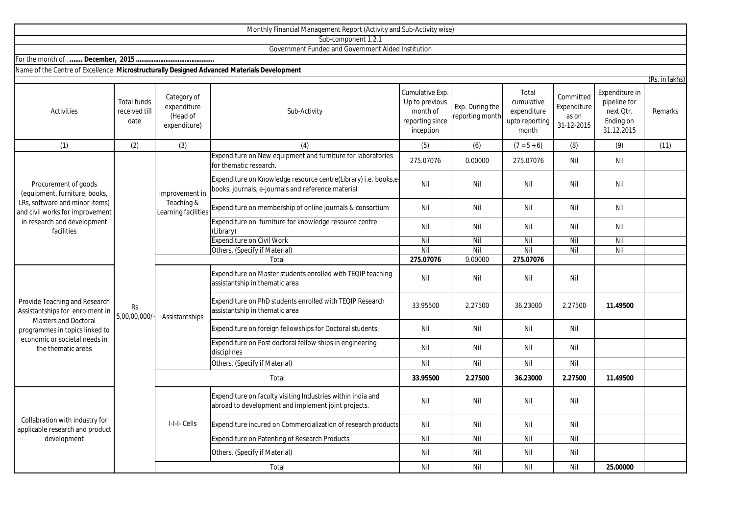Monthly Financial Management Report (Activity and Sub-Activity wise)

Sub-component 1.2.1

Government Funded and Government Aided Institution

For the month of…**….. December, 2015 ……………………………………**

Name of the Centre of Excellence: **Microstructurally Designed Advanced Materials Development**

(Rs. in lakhs)

| Activities | Total funds received till date | Category of expenditure (Head of expenditure) | Sub-Activity | Cumulative Exp. Up to previous month of reporting since inception | Exp. During the reporting month | Total cumulative expenditure upto reporting month | Committed Expenditure as on 31-12-2015 | Expenditure in pipeline for next Qtr. Ending on 31.12.2015 | Remarks |
|---|---|---|---|---|---|---|---|---|---|
| (1) | (2) | (3) | (4) | (5) | (6) | (7 = 5 + 6) | (8) | (9) | (11) |
| Procurement of goods (equipment, furniture, books, LRs, software and minor items) and civil works for improvement in research and development facilities | Rs 5,00,00,000/- | improvement in Teaching & Learning facilities | Expenditure on New equipment and furniture for laboratories for thematic research. | 275.07076 | 0.00000 | 275.07076 | Nil | Nil | |
| | | | Expenditure on Knowledge resource centre(Library) i.e. books,e-books, journals, e-journals and reference material | Nil | Nil | Nil | Nil | Nil | |
| | | | Expenditure on membership of online journals & consortium | Nil | Nil | Nil | Nil | Nil | |
| | | | Expenditure on furniture for knowledge resource centre (Library) | Nil | Nil | Nil | Nil | Nil | |
| | | | Expenditure on Civil Work | Nil | Nil | Nil | Nil | Nil | |
| | | | Others. (Specify if Material) | Nil | Nil | Nil | Nil | Nil | |
| | | | Total | **275.07076** | 0.00000 | **275.07076** | | | |
| Provide Teaching and Research Assistantships for enrolment in Masters and Doctoral programmes in topics linked to economic or societal needs in the thematic areas | | Assistantships | Expenditure on Master students enrolled with TEQIP teaching assistantship in thematic area | Nil | Nil | Nil | Nil | | |
| | | | Expenditure on PhD students enrolled with TEQIP Research assistantship in thematic area | 33.95500 | 2.27500 | 36.23000 | 2.27500 | **11.49500** | |
| | | | Expenditure on foreign fellowships for Doctoral students. | Nil | Nil | Nil | Nil | | |
| | | | Expenditure on Post doctoral fellow ships in engineering disciplines | Nil | Nil | Nil | Nil | | |
| | | | Others. (Specify if Material) | Nil | Nil | Nil | Nil | | |
| | | | Total | **33.95500** | **2.27500** | **36.23000** | **2.27500** | **11.49500** | |
| Collabration with industry for applicable research and product development | | I-I-I- Cells | Expenditure on faculty visiting Industries within india and abroad to development and implement joint projects. | Nil | Nil | Nil | Nil | | |
| | | | Expenditure incured on Commercialization of research products | Nil | Nil | Nil | Nil | | |
| | | | Expenditure on Patenting of Research Products | Nil | Nil | Nil | Nil | | |
| | | | Others. (Specify if Material) | Nil | Nil | Nil | Nil | | |
| | | | Total | Nil | Nil | Nil | Nil | **25.00000** | |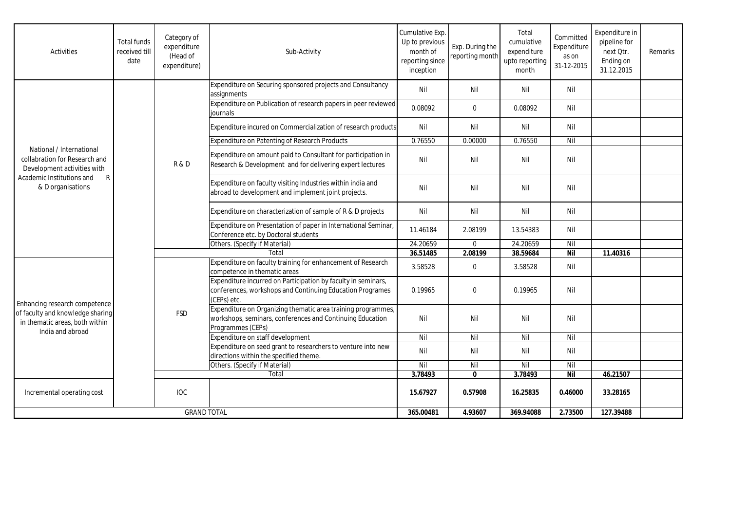| Activities | Total funds received till date | Category of expenditure (Head of expenditure) | Sub-Activity | Cumulative Exp. Up to previous month of reporting since inception | Exp. During the reporting month | Total cumulative expenditure upto reporting month | Committed Expenditure as on 31-12-2015 | Expenditure in pipeline for next Qtr. Ending on 31.12.2015 | Remarks |
|---|---|---|---|---|---|---|---|---|---|
| National / International collabration for Research and Development activities with Academic Institutions and R & D organisations | | R & D | Expenditure on Securing sponsored projects and Consultancy assignments | Nil | Nil | Nil | Nil | | |
| | | | Expenditure on Publication of research papers in peer reviewed journals | 0.08092 | 0 | 0.08092 | Nil | | |
| | | | Expenditure incured on Commercialization of research products | Nil | Nil | Nil | Nil | | |
| | | | Expenditure on Patenting of Research Products | 0.76550 | 0.00000 | 0.76550 | Nil | | |
| | | | Expenditure on amount paid to Consultant for participation in Research & Development and for delivering expert lectures | Nil | Nil | Nil | Nil | | |
| | | | Expenditure on faculty visiting Industries within india and abroad to development and implement joint projects. | Nil | Nil | Nil | Nil | | |
| | | | Expenditure on characterization of sample of R & D projects | Nil | Nil | Nil | Nil | | |
| | | | Expenditure on Presentation of paper in International Seminar, Conference etc. by Doctoral students | 11.46184 | 2.08199 | 13.54383 | Nil | | |
| | | | Others. (Specify if Material) | 24.20659 | 0 | 24.20659 | Nil | | |
| | | | Total | **36.51485** | **2.08199** | **38.59684** | **Nil** | **11.40316** | |
| Enhancing research competence of faculty and knowledge sharing in thematic areas, both within India and abroad | | FSD | Expenditure on faculty training for enhancement of Research competence in thematic areas | 3.58528 | 0 | 3.58528 | Nil | | |
| | | | Expenditure incurred on Participation by faculty in seminars, conferences, workshops and Continuing Education Programes (CEPs) etc. | 0.19965 | 0 | 0.19965 | Nil | | |
| | | | Expenditure on Organizing thematic area training programmes, workshops, seminars, conferences and Continuing Education Programmes (CEPs) | Nil | Nil | Nil | Nil | | |
| | | | Expenditure on staff development | Nil | Nil | Nil | Nil | | |
| | | | Expenditure on seed grant to researchers to venture into new directions within the specified theme. | Nil | Nil | Nil | Nil | | |
| | | | Others. (Specify if Material) | Nil | Nil | Nil | Nil | | |
| | | | Total | **3.78493** | **0** | **3.78493** | **Nil** | **46.21507** | |
| Incremental operating cost | | IOC | | **15.67927** | **0.57908** | **16.25835** | **0.46000** | **33.28165** | |
| GRAND TOTAL | | | | **365.00481** | **4.93607** | **369.94088** | **2.73500** | **127.39488** | |